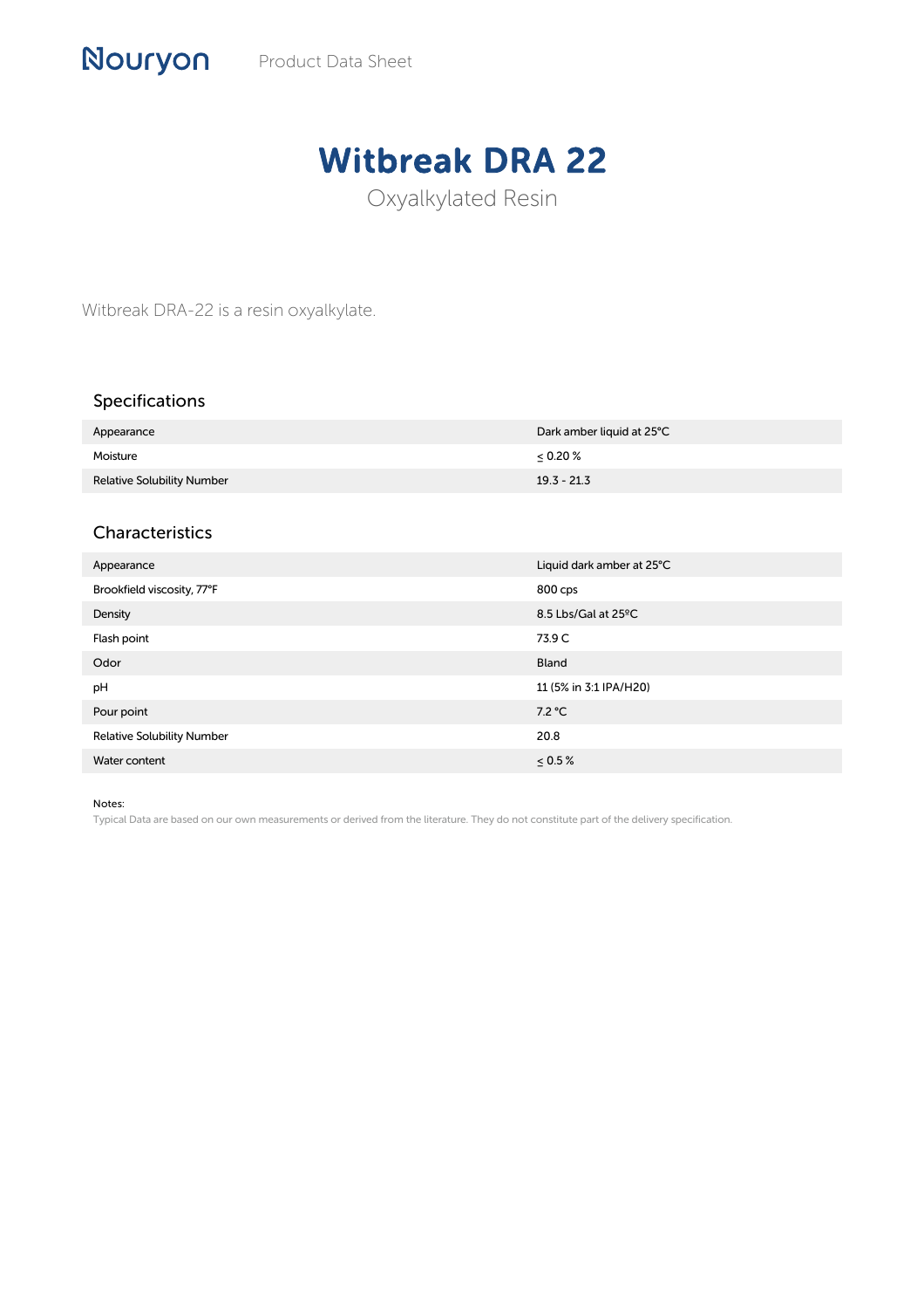Nouryon Product Data Sheet

# Witbreak DRA 22

Oxyalkylated Resin

Witbreak DRA-22 is a resin oxyalkylate.

## Specifications

| | |
|---|---|
| Appearance | Dark amber liquid at 25°C |
| Moisture | ≤ 0.20 % |
| Relative Solubility Number | 19.3 - 21.3 |

## Characteristics

| | |
|---|---|
| Appearance | Liquid dark amber at 25°C |
| Brookfield viscosity, 77°F | 800 cps |
| Density | 8.5 Lbs/Gal at 25ºC |
| Flash point | 73.9 C |
| Odor | Bland |
| pH | 11 (5% in 3:1 IPA/H20) |
| Pour point | 7.2 °C |
| Relative Solubility Number | 20.8 |
| Water content | ≤ 0.5 % |

Notes:

Typical Data are based on our own measurements or derived from the literature. They do not constitute part of the delivery specification.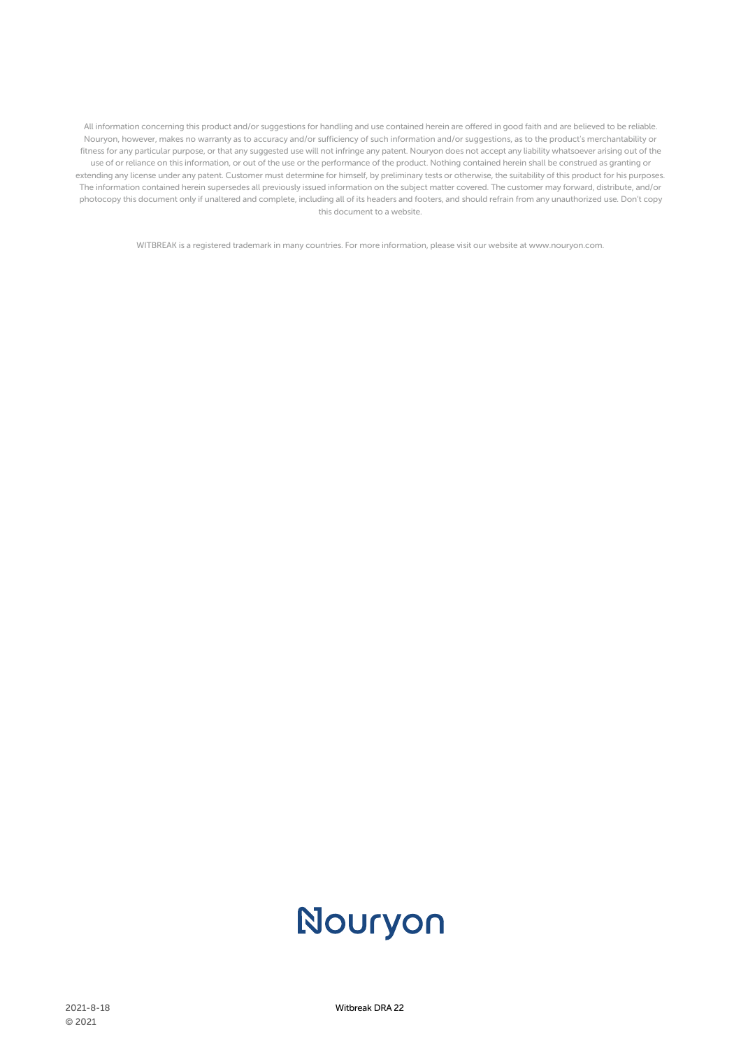All information concerning this product and/or suggestions for handling and use contained herein are offered in good faith and are believed to be reliable. Nouryon, however, makes no warranty as to accuracy and/or sufficiency of such information and/or suggestions, as to the product's merchantability or fitness for any particular purpose, or that any suggested use will not infringe any patent. Nouryon does not accept any liability whatsoever arising out of the use of or reliance on this information, or out of the use or the performance of the product. Nothing contained herein shall be construed as granting or extending any license under any patent. Customer must determine for himself, by preliminary tests or otherwise, the suitability of this product for his purposes. The information contained herein supersedes all previously issued information on the subject matter covered. The customer may forward, distribute, and/or photocopy this document only if unaltered and complete, including all of its headers and footers, and should refrain from any unauthorized use. Don't copy this document to a website.

WITBREAK is a registered trademark in many countries. For more information, please visit our website at www.nouryon.com.

Nouryon

2021-8-18
© 2021